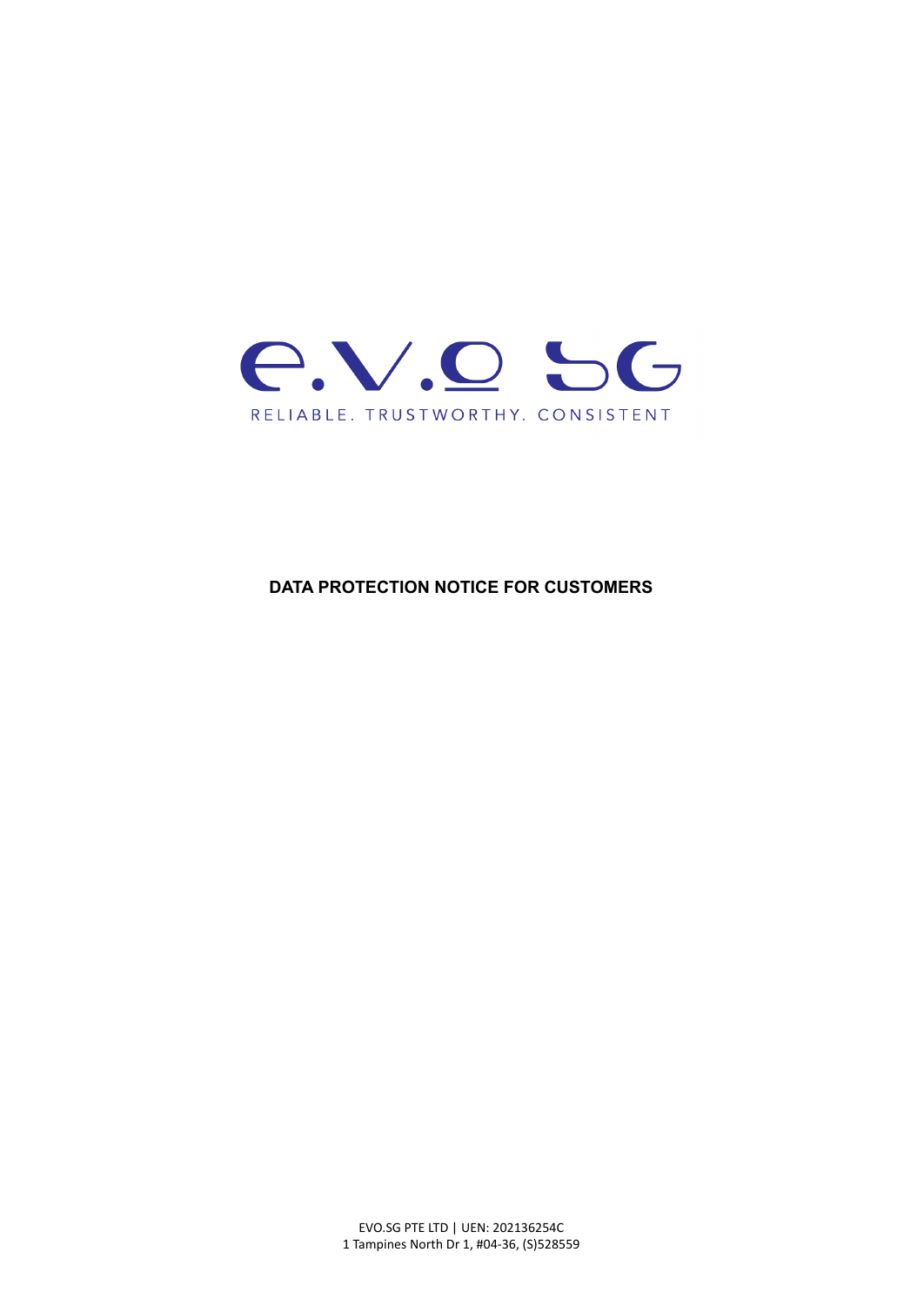e.V.o SG

RELIABLE. TRUSTWORTHY. CONSISTENT

# DATA PROTECTION NOTICE FOR CUSTOMERS

EVO.SG PTE LTD | UEN: 202136254C
1 Tampines North Dr 1, #04-36, (S)528559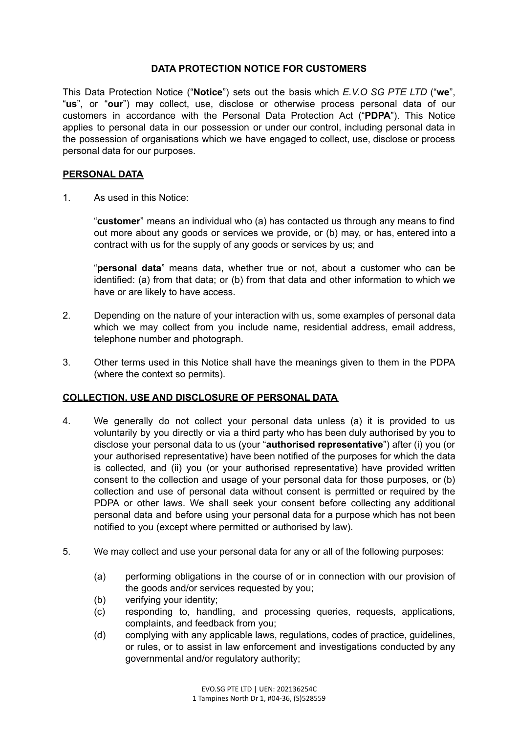**DATA PROTECTION NOTICE FOR CUSTOMERS**

This Data Protection Notice ("**Notice**") sets out the basis which *E.V.O SG PTE LTD* ("**we**", "**us**", or "**our**") may collect, use, disclose or otherwise process personal data of our customers in accordance with the Personal Data Protection Act ("**PDPA**"). This Notice applies to personal data in our possession or under our control, including personal data in the possession of organisations which we have engaged to collect, use, disclose or process personal data for our purposes.

**PERSONAL DATA**

1. As used in this Notice:

   "**customer**" means an individual who (a) has contacted us through any means to find out more about any goods or services we provide, or (b) may, or has, entered into a contract with us for the supply of any goods or services by us; and

   "**personal data**" means data, whether true or not, about a customer who can be identified: (a) from that data; or (b) from that data and other information to which we have or are likely to have access.

2. Depending on the nature of your interaction with us, some examples of personal data which we may collect from you include name, residential address, email address, telephone number and photograph.

3. Other terms used in this Notice shall have the meanings given to them in the PDPA (where the context so permits).

**COLLECTION, USE AND DISCLOSURE OF PERSONAL DATA**

4. We generally do not collect your personal data unless (a) it is provided to us voluntarily by you directly or via a third party who has been duly authorised by you to disclose your personal data to us (your "**authorised representative**") after (i) you (or your authorised representative) have been notified of the purposes for which the data is collected, and (ii) you (or your authorised representative) have provided written consent to the collection and usage of your personal data for those purposes, or (b) collection and use of personal data without consent is permitted or required by the PDPA or other laws. We shall seek your consent before collecting any additional personal data and before using your personal data for a purpose which has not been notified to you (except where permitted or authorised by law).

5. We may collect and use your personal data for any or all of the following purposes:

   (a) performing obligations in the course of or in connection with our provision of the goods and/or services requested by you;
   (b) verifying your identity;
   (c) responding to, handling, and processing queries, requests, applications, complaints, and feedback from you;
   (d) complying with any applicable laws, regulations, codes of practice, guidelines, or rules, or to assist in law enforcement and investigations conducted by any governmental and/or regulatory authority;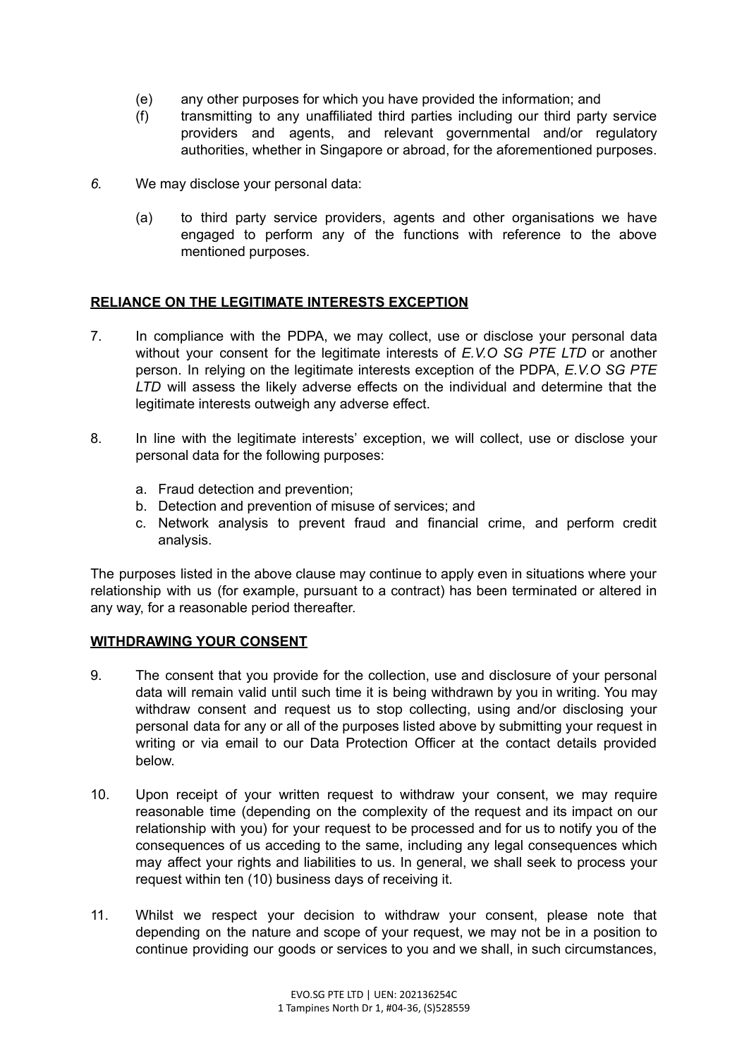(e) any other purposes for which you have provided the information; and

(f) transmitting to any unaffiliated third parties including our third party service providers and agents, and relevant governmental and/or regulatory authorities, whether in Singapore or abroad, for the aforementioned purposes.

*6.* We may disclose your personal data:

(a) to third party service providers, agents and other organisations we have engaged to perform any of the functions with reference to the above mentioned purposes.

**<u>RELIANCE ON THE LEGITIMATE INTERESTS EXCEPTION</u>**

7. In compliance with the PDPA, we may collect, use or disclose your personal data without your consent for the legitimate interests of *E.V.O SG PTE LTD* or another person. In relying on the legitimate interests exception of the PDPA, *E.V.O SG PTE LTD* will assess the likely adverse effects on the individual and determine that the legitimate interests outweigh any adverse effect.

8. In line with the legitimate interests' exception, we will collect, use or disclose your personal data for the following purposes:

   a. Fraud detection and prevention;
   b. Detection and prevention of misuse of services; and
   c. Network analysis to prevent fraud and financial crime, and perform credit analysis.

The purposes listed in the above clause may continue to apply even in situations where your relationship with us (for example, pursuant to a contract) has been terminated or altered in any way, for a reasonable period thereafter.

**<u>WITHDRAWING YOUR CONSENT</u>**

9. The consent that you provide for the collection, use and disclosure of your personal data will remain valid until such time it is being withdrawn by you in writing. You may withdraw consent and request us to stop collecting, using and/or disclosing your personal data for any or all of the purposes listed above by submitting your request in writing or via email to our Data Protection Officer at the contact details provided below.

10. Upon receipt of your written request to withdraw your consent, we may require reasonable time (depending on the complexity of the request and its impact on our relationship with you) for your request to be processed and for us to notify you of the consequences of us acceding to the same, including any legal consequences which may affect your rights and liabilities to us. In general, we shall seek to process your request within ten (10) business days of receiving it.

11. Whilst we respect your decision to withdraw your consent, please note that depending on the nature and scope of your request, we may not be in a position to continue providing our goods or services to you and we shall, in such circumstances,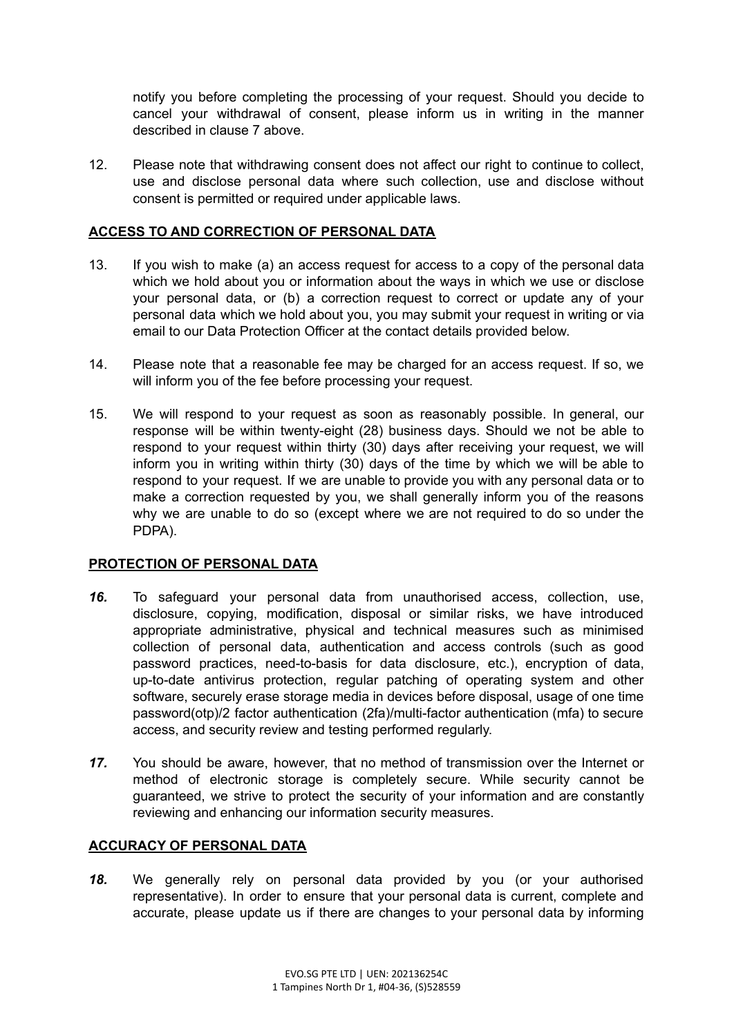notify you before completing the processing of your request. Should you decide to cancel your withdrawal of consent, please inform us in writing in the manner described in clause 7 above.

12. Please note that withdrawing consent does not affect our right to continue to collect, use and disclose personal data where such collection, use and disclose without consent is permitted or required under applicable laws.

## ACCESS TO AND CORRECTION OF PERSONAL DATA

13. If you wish to make (a) an access request for access to a copy of the personal data which we hold about you or information about the ways in which we use or disclose your personal data, or (b) a correction request to correct or update any of your personal data which we hold about you, you may submit your request in writing or via email to our Data Protection Officer at the contact details provided below.

14. Please note that a reasonable fee may be charged for an access request. If so, we will inform you of the fee before processing your request.

15. We will respond to your request as soon as reasonably possible. In general, our response will be within twenty-eight (28) business days. Should we not be able to respond to your request within thirty (30) days after receiving your request, we will inform you in writing within thirty (30) days of the time by which we will be able to respond to your request. If we are unable to provide you with any personal data or to make a correction requested by you, we shall generally inform you of the reasons why we are unable to do so (except where we are not required to do so under the PDPA).

## PROTECTION OF PERSONAL DATA

***16.*** To safeguard your personal data from unauthorised access, collection, use, disclosure, copying, modification, disposal or similar risks, we have introduced appropriate administrative, physical and technical measures such as minimised collection of personal data, authentication and access controls (such as good password practices, need-to-basis for data disclosure, etc.), encryption of data, up-to-date antivirus protection, regular patching of operating system and other software, securely erase storage media in devices before disposal, usage of one time password(otp)/2 factor authentication (2fa)/multi-factor authentication (mfa) to secure access, and security review and testing performed regularly.

***17.*** You should be aware, however, that no method of transmission over the Internet or method of electronic storage is completely secure. While security cannot be guaranteed, we strive to protect the security of your information and are constantly reviewing and enhancing our information security measures.

## ACCURACY OF PERSONAL DATA

***18.*** We generally rely on personal data provided by you (or your authorised representative). In order to ensure that your personal data is current, complete and accurate, please update us if there are changes to your personal data by informing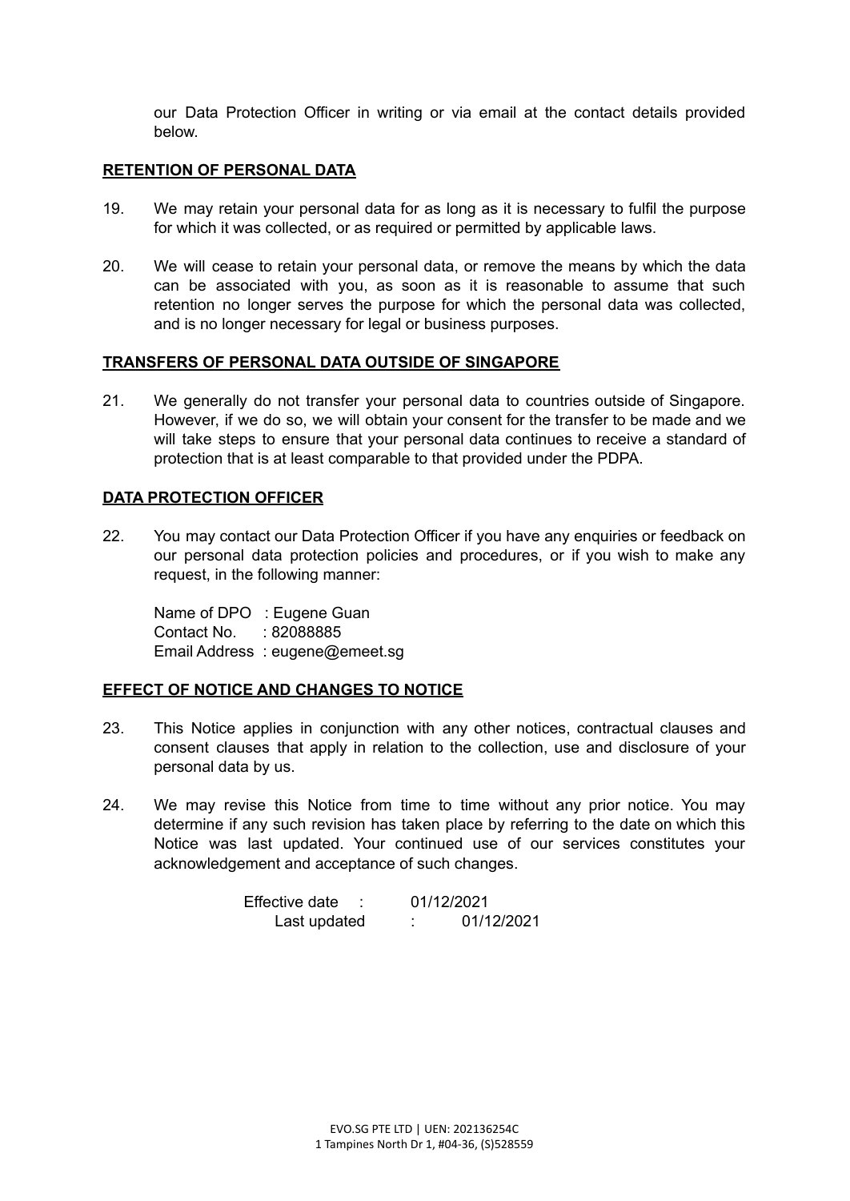our Data Protection Officer in writing or via email at the contact details provided below.

## RETENTION OF PERSONAL DATA

19. We may retain your personal data for as long as it is necessary to fulfil the purpose for which it was collected, or as required or permitted by applicable laws.

20. We will cease to retain your personal data, or remove the means by which the data can be associated with you, as soon as it is reasonable to assume that such retention no longer serves the purpose for which the personal data was collected, and is no longer necessary for legal or business purposes.

## TRANSFERS OF PERSONAL DATA OUTSIDE OF SINGAPORE

21. We generally do not transfer your personal data to countries outside of Singapore. However, if we do so, we will obtain your consent for the transfer to be made and we will take steps to ensure that your personal data continues to receive a standard of protection that is at least comparable to that provided under the PDPA.

## DATA PROTECTION OFFICER

22. You may contact our Data Protection Officer if you have any enquiries or feedback on our personal data protection policies and procedures, or if you wish to make any request, in the following manner:

    Name of DPO : Eugene Guan
    Contact No. : 82088885
    Email Address : eugene@emeet.sg

## EFFECT OF NOTICE AND CHANGES TO NOTICE

23. This Notice applies in conjunction with any other notices, contractual clauses and consent clauses that apply in relation to the collection, use and disclosure of your personal data by us.

24. We may revise this Notice from time to time without any prior notice. You may determine if any such revision has taken place by referring to the date on which this Notice was last updated. Your continued use of our services constitutes your acknowledgement and acceptance of such changes.

Effective date : 01/12/2021
Last updated : 01/12/2021

EVO.SG PTE LTD | UEN: 202136254C
1 Tampines North Dr 1, #04-36, (S)528559